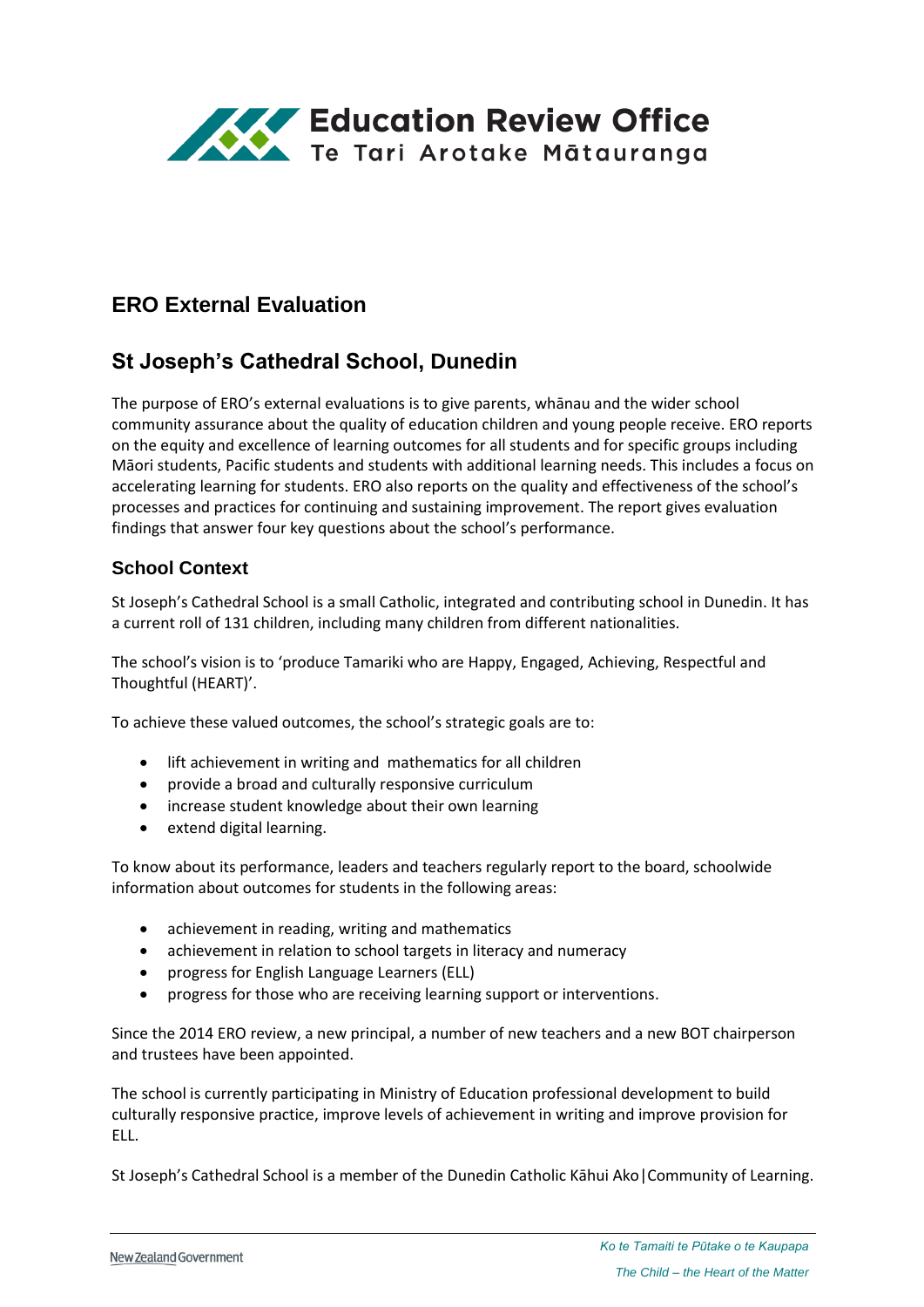Education Review Office
Te Tari Arotake Mātauranga

# ERO External Evaluation

## St Joseph's Cathedral School, Dunedin

The purpose of ERO's external evaluations is to give parents, whānau and the wider school community assurance about the quality of education children and young people receive. ERO reports on the equity and excellence of learning outcomes for all students and for specific groups including Māori students, Pacific students and students with additional learning needs. This includes a focus on accelerating learning for students. ERO also reports on the quality and effectiveness of the school's processes and practices for continuing and sustaining improvement. The report gives evaluation findings that answer four key questions about the school's performance.

### School Context

St Joseph's Cathedral School is a small Catholic, integrated and contributing school in Dunedin. It has a current roll of 131 children, including many children from different nationalities.

The school's vision is to 'produce Tamariki who are Happy, Engaged, Achieving, Respectful and Thoughtful (HEART)'.

To achieve these valued outcomes, the school's strategic goals are to:

- lift achievement in writing and mathematics for all children
- provide a broad and culturally responsive curriculum
- increase student knowledge about their own learning
- extend digital learning.

To know about its performance, leaders and teachers regularly report to the board, schoolwide information about outcomes for students in the following areas:

- achievement in reading, writing and mathematics
- achievement in relation to school targets in literacy and numeracy
- progress for English Language Learners (ELL)
- progress for those who are receiving learning support or interventions.

Since the 2014 ERO review, a new principal, a number of new teachers and a new BOT chairperson and trustees have been appointed.

The school is currently participating in Ministry of Education professional development to build culturally responsive practice, improve levels of achievement in writing and improve provision for ELL.

St Joseph's Cathedral School is a member of the Dunedin Catholic Kāhui Ako|Community of Learning.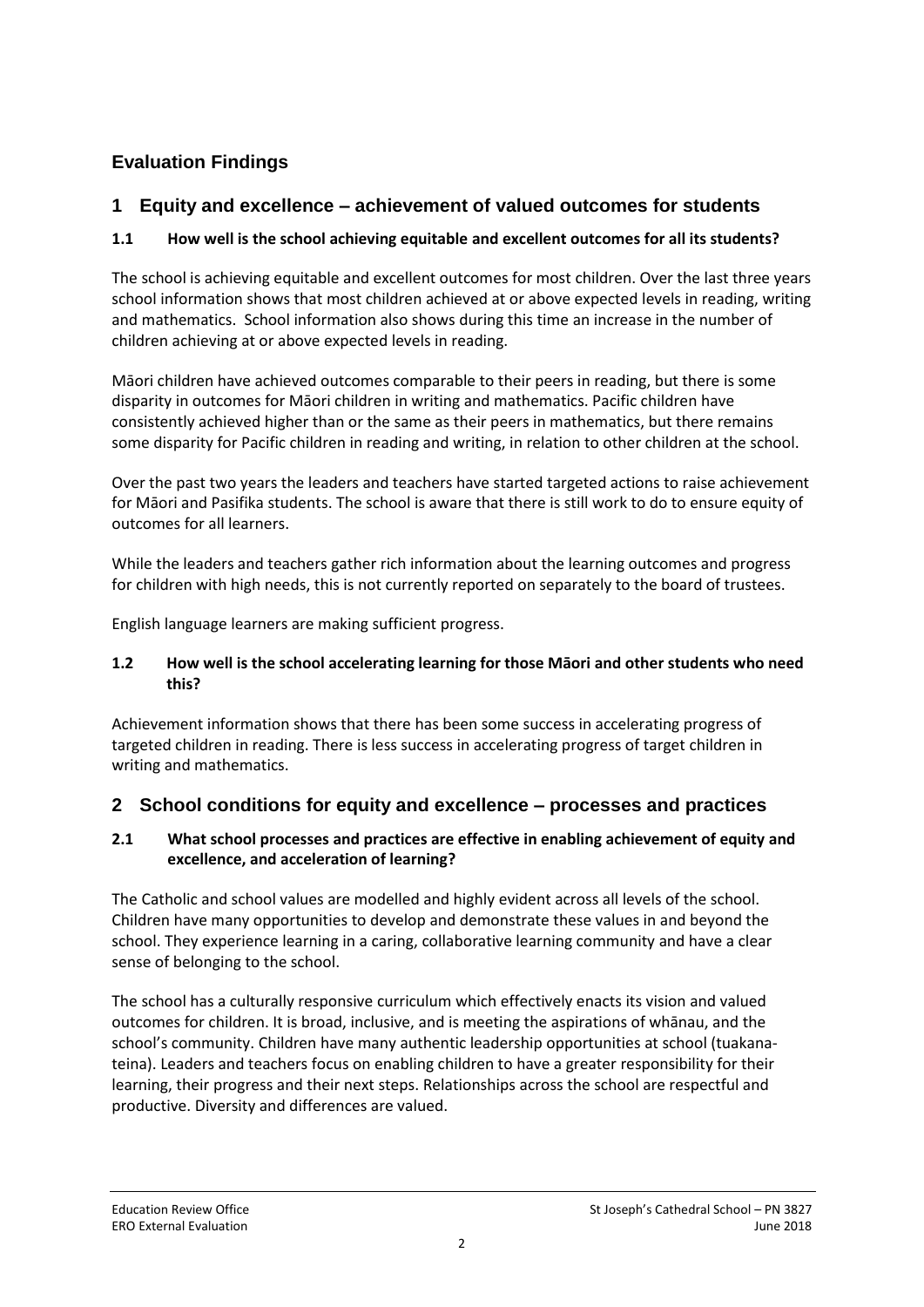## Evaluation Findings

## 1 Equity and excellence – achievement of valued outcomes for students

### 1.1 How well is the school achieving equitable and excellent outcomes for all its students?

The school is achieving equitable and excellent outcomes for most children. Over the last three years school information shows that most children achieved at or above expected levels in reading, writing and mathematics. School information also shows during this time an increase in the number of children achieving at or above expected levels in reading.

Māori children have achieved outcomes comparable to their peers in reading, but there is some disparity in outcomes for Māori children in writing and mathematics. Pacific children have consistently achieved higher than or the same as their peers in mathematics, but there remains some disparity for Pacific children in reading and writing, in relation to other children at the school.

Over the past two years the leaders and teachers have started targeted actions to raise achievement for Māori and Pasifika students. The school is aware that there is still work to do to ensure equity of outcomes for all learners.

While the leaders and teachers gather rich information about the learning outcomes and progress for children with high needs, this is not currently reported on separately to the board of trustees.

English language learners are making sufficient progress.

### 1.2 How well is the school accelerating learning for those Māori and other students who need this?

Achievement information shows that there has been some success in accelerating progress of targeted children in reading. There is less success in accelerating progress of target children in writing and mathematics.

## 2 School conditions for equity and excellence – processes and practices

### 2.1 What school processes and practices are effective in enabling achievement of equity and excellence, and acceleration of learning?

The Catholic and school values are modelled and highly evident across all levels of the school. Children have many opportunities to develop and demonstrate these values in and beyond the school. They experience learning in a caring, collaborative learning community and have a clear sense of belonging to the school.

The school has a culturally responsive curriculum which effectively enacts its vision and valued outcomes for children. It is broad, inclusive, and is meeting the aspirations of whānau, and the school's community. Children have many authentic leadership opportunities at school (tuakana-teina). Leaders and teachers focus on enabling children to have a greater responsibility for their learning, their progress and their next steps. Relationships across the school are respectful and productive. Diversity and differences are valued.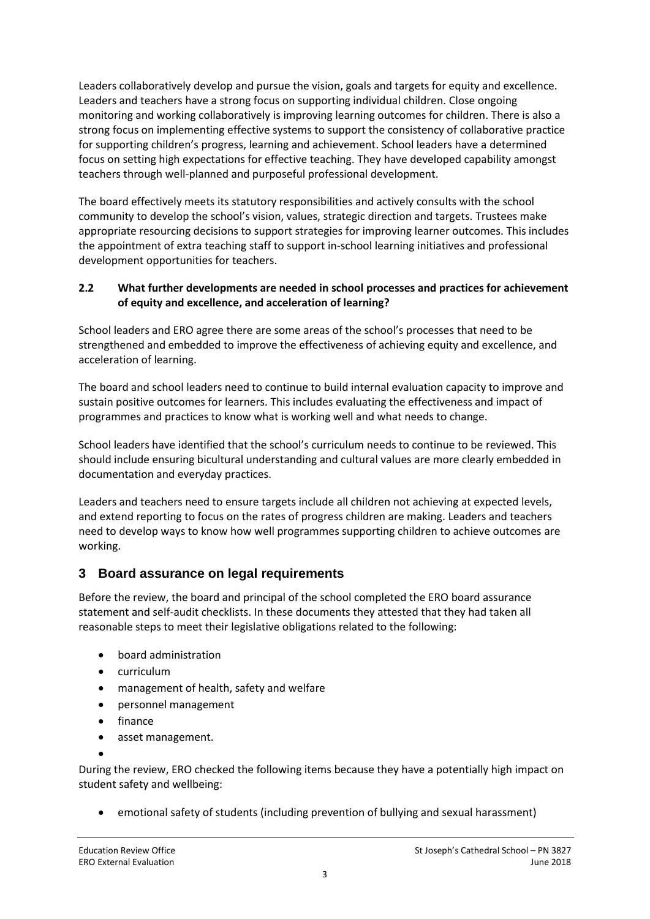Leaders collaboratively develop and pursue the vision, goals and targets for equity and excellence. Leaders and teachers have a strong focus on supporting individual children. Close ongoing monitoring and working collaboratively is improving learning outcomes for children. There is also a strong focus on implementing effective systems to support the consistency of collaborative practice for supporting children's progress, learning and achievement. School leaders have a determined focus on setting high expectations for effective teaching. They have developed capability amongst teachers through well-planned and purposeful professional development.

The board effectively meets its statutory responsibilities and actively consults with the school community to develop the school's vision, values, strategic direction and targets. Trustees make appropriate resourcing decisions to support strategies for improving learner outcomes. This includes the appointment of extra teaching staff to support in-school learning initiatives and professional development opportunities for teachers.

### 2.2 What further developments are needed in school processes and practices for achievement of equity and excellence, and acceleration of learning?

School leaders and ERO agree there are some areas of the school's processes that need to be strengthened and embedded to improve the effectiveness of achieving equity and excellence, and acceleration of learning.

The board and school leaders need to continue to build internal evaluation capacity to improve and sustain positive outcomes for learners. This includes evaluating the effectiveness and impact of programmes and practices to know what is working well and what needs to change.

School leaders have identified that the school's curriculum needs to continue to be reviewed. This should include ensuring bicultural understanding and cultural values are more clearly embedded in documentation and everyday practices.

Leaders and teachers need to ensure targets include all children not achieving at expected levels, and extend reporting to focus on the rates of progress children are making. Leaders and teachers need to develop ways to know how well programmes supporting children to achieve outcomes are working.

## 3 Board assurance on legal requirements

Before the review, the board and principal of the school completed the ERO board assurance statement and self-audit checklists. In these documents they attested that they had taken all reasonable steps to meet their legislative obligations related to the following:

- board administration
- curriculum
- management of health, safety and welfare
- personnel management
- finance
- asset management.

During the review, ERO checked the following items because they have a potentially high impact on student safety and wellbeing:

- emotional safety of students (including prevention of bullying and sexual harassment)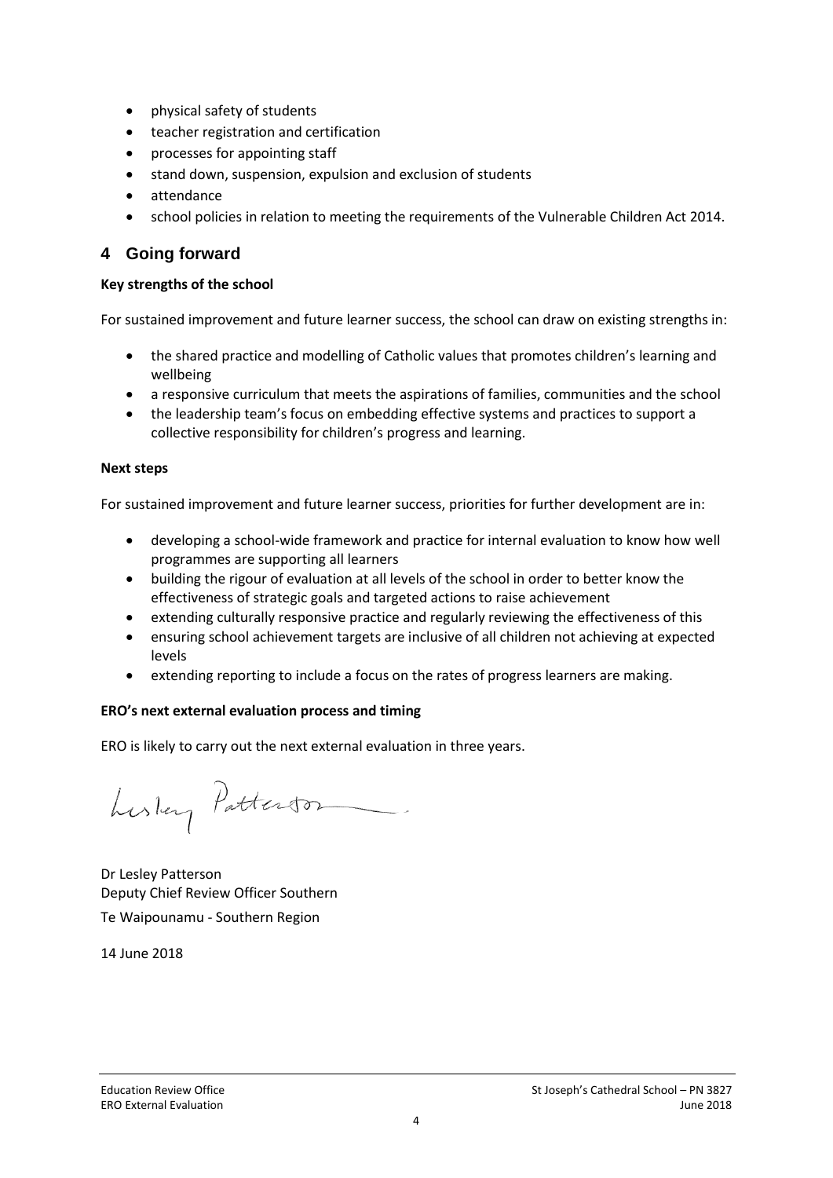- physical safety of students
- teacher registration and certification
- processes for appointing staff
- stand down, suspension, expulsion and exclusion of students
- attendance
- school policies in relation to meeting the requirements of the Vulnerable Children Act 2014.

## 4 Going forward

**Key strengths of the school**

For sustained improvement and future learner success, the school can draw on existing strengths in:

- the shared practice and modelling of Catholic values that promotes children's learning and wellbeing
- a responsive curriculum that meets the aspirations of families, communities and the school
- the leadership team's focus on embedding effective systems and practices to support a collective responsibility for children's progress and learning.

**Next steps**

For sustained improvement and future learner success, priorities for further development are in:

- developing a school-wide framework and practice for internal evaluation to know how well programmes are supporting all learners
- building the rigour of evaluation at all levels of the school in order to better know the effectiveness of strategic goals and targeted actions to raise achievement
- extending culturally responsive practice and regularly reviewing the effectiveness of this
- ensuring school achievement targets are inclusive of all children not achieving at expected levels
- extending reporting to include a focus on the rates of progress learners are making.

**ERO's next external evaluation process and timing**

ERO is likely to carry out the next external evaluation in three years.

Dr Lesley Patterson
Deputy Chief Review Officer Southern
Te Waipounamu - Southern Region

14 June 2018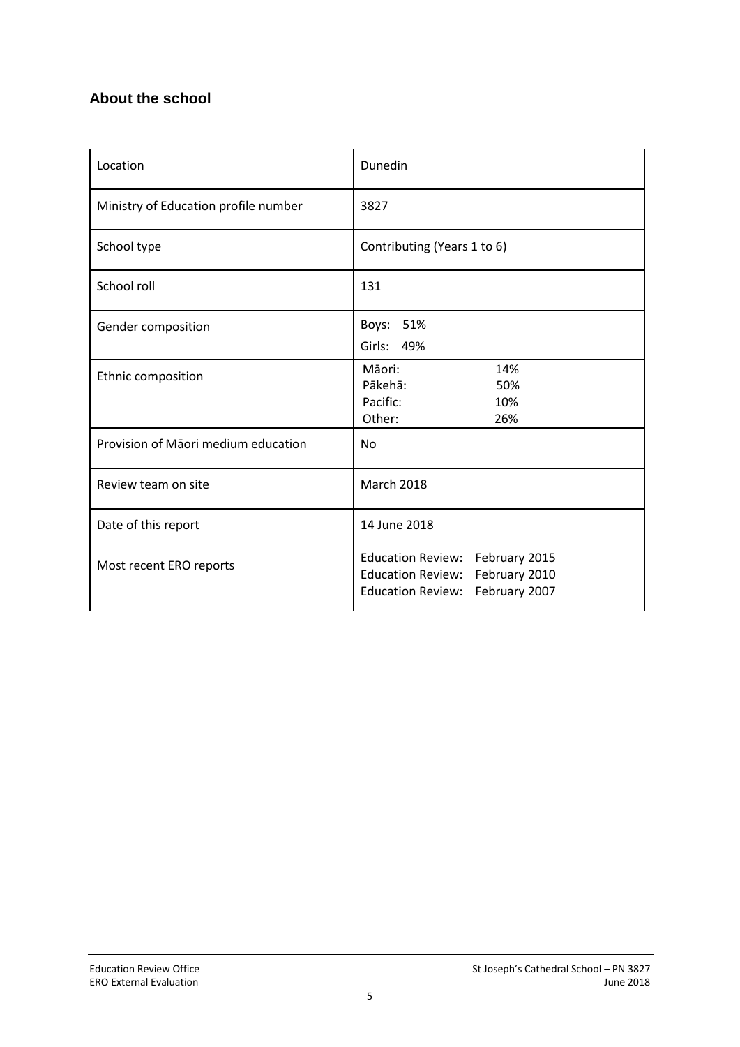## About the school

| | |
|---|---|
| Location | Dunedin |
| Ministry of Education profile number | 3827 |
| School type | Contributing (Years 1 to 6) |
| School roll | 131 |
| Gender composition | Boys: 51%<br>Girls: 49% |
| Ethnic composition | Māori: 14%<br>Pākehā: 50%<br>Pacific: 10%<br>Other: 26% |
| Provision of Māori medium education | No |
| Review team on site | March 2018 |
| Date of this report | 14 June 2018 |
| Most recent ERO reports | Education Review: February 2015<br>Education Review: February 2010<br>Education Review: February 2007 |